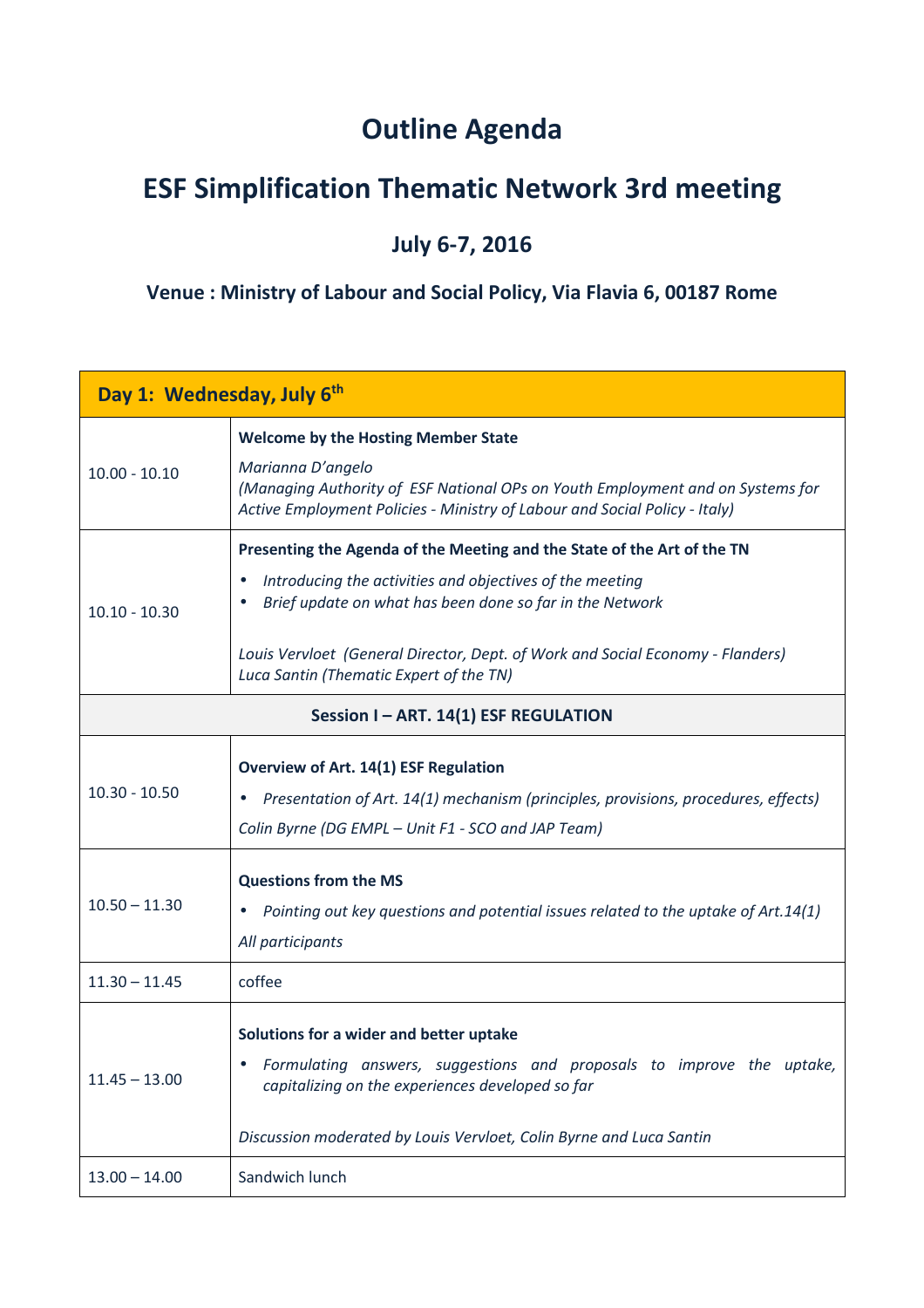# Outline Agenda

# ESF Simplification Thematic Network 3rd meeting

### July 6-7, 2016

#### Venue : Ministry of Labour and Social Policy, Via Flavia 6, 00187 Rome

| **Day 1: Wednesday, July 6th** | |
|---|---|
| 10.00 - 10.10 | **Welcome by the Hosting Member State**<br>*Marianna D'angelo*<br>*(Managing Authority of ESF National OPs on Youth Employment and on Systems for Active Employment Policies - Ministry of Labour and Social Policy - Italy)* |
| 10.10 - 10.30 | **Presenting the Agenda of the Meeting and the State of the Art of the TN**<br>• *Introducing the activities and objectives of the meeting*<br>• *Brief update on what has been done so far in the Network*<br><br>*Louis Vervloet (General Director, Dept. of Work and Social Economy - Flanders)*<br>*Luca Santin (Thematic Expert of the TN)* |
| **Session I – ART. 14(1) ESF REGULATION** | |
| 10.30 - 10.50 | **Overview of Art. 14(1) ESF Regulation**<br>• *Presentation of Art. 14(1) mechanism (principles, provisions, procedures, effects)*<br>*Colin Byrne (DG EMPL – Unit F1 - SCO and JAP Team)* |
| 10.50 – 11.30 | **Questions from the MS**<br>• *Pointing out key questions and potential issues related to the uptake of Art.14(1)*<br>*All participants* |
| 11.30 – 11.45 | coffee |
| 11.45 – 13.00 | **Solutions for a wider and better uptake**<br>• *Formulating answers, suggestions and proposals to improve the uptake, capitalizing on the experiences developed so far*<br><br>*Discussion moderated by Louis Vervloet, Colin Byrne and Luca Santin* |
| 13.00 – 14.00 | Sandwich lunch |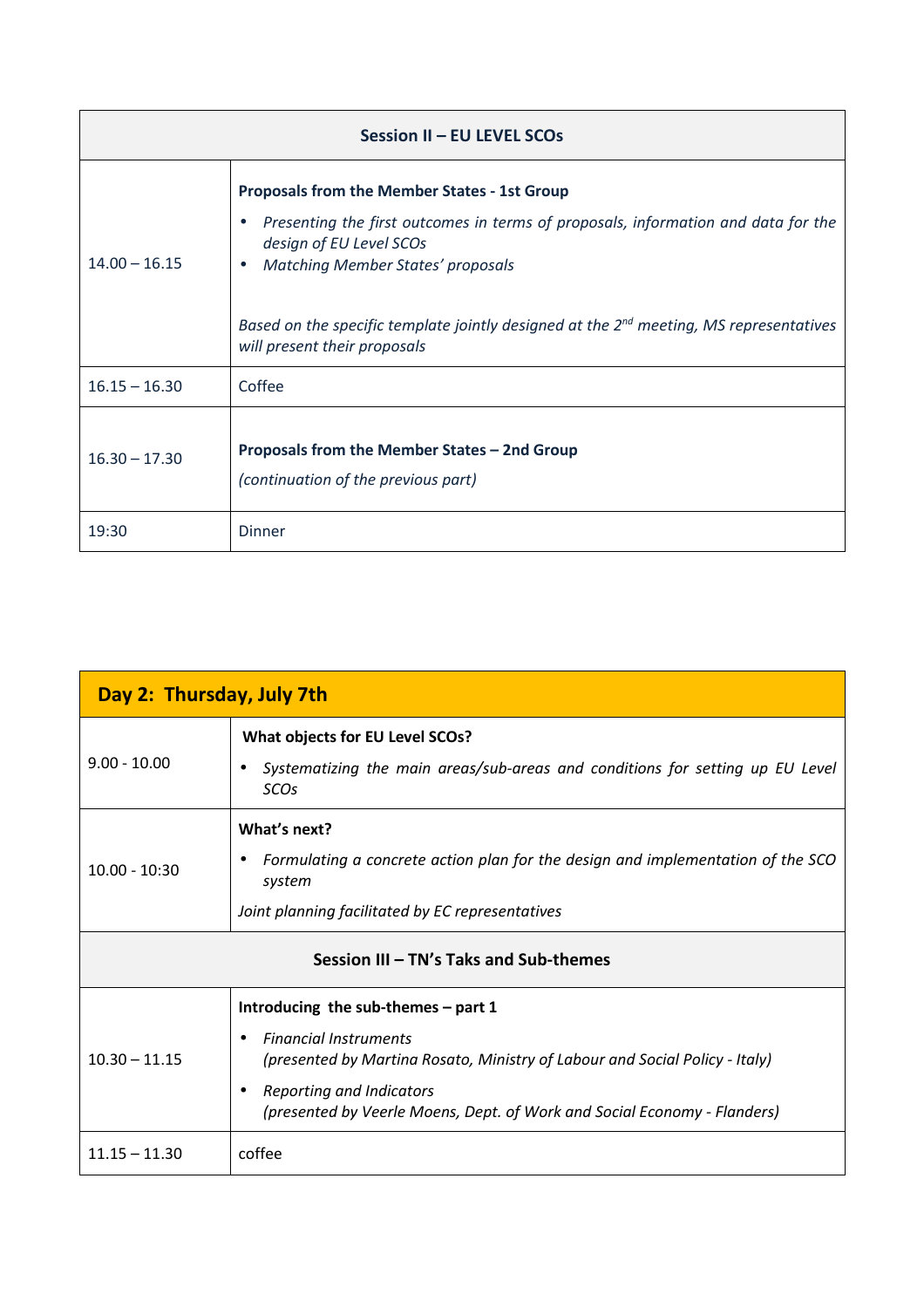| Session II – EU LEVEL SCOs | |
|---|---|
| 14.00 – 16.15 | **Proposals from the Member States - 1st Group**<br>• *Presenting the first outcomes in terms of proposals, information and data for the design of EU Level SCOs*<br>• *Matching Member States' proposals*<br><br>*Based on the specific template jointly designed at the 2nd meeting, MS representatives will present their proposals* |
| 16.15 – 16.30 | Coffee |
| 16.30 – 17.30 | **Proposals from the Member States – 2nd Group**<br>*(continuation of the previous part)* |
| 19:30 | Dinner |

| Day 2: Thursday, July 7th | |
|---|---|
| 9.00 - 10.00 | **What objects for EU Level SCOs?**<br>• *Systematizing the main areas/sub-areas and conditions for setting up EU Level SCOs* |
| 10.00 - 10:30 | **What's next?**<br>• *Formulating a concrete action plan for the design and implementation of the SCO system*<br>*Joint planning facilitated by EC representatives* |
| **Session III – TN's Taks and Sub-themes** | |
| 10.30 – 11.15 | **Introducing the sub-themes – part 1**<br>• *Financial Instruments*<br>*(presented by Martina Rosato, Ministry of Labour and Social Policy - Italy)*<br>• *Reporting and Indicators*<br>*(presented by Veerle Moens, Dept. of Work and Social Economy - Flanders)* |
| 11.15 – 11.30 | coffee |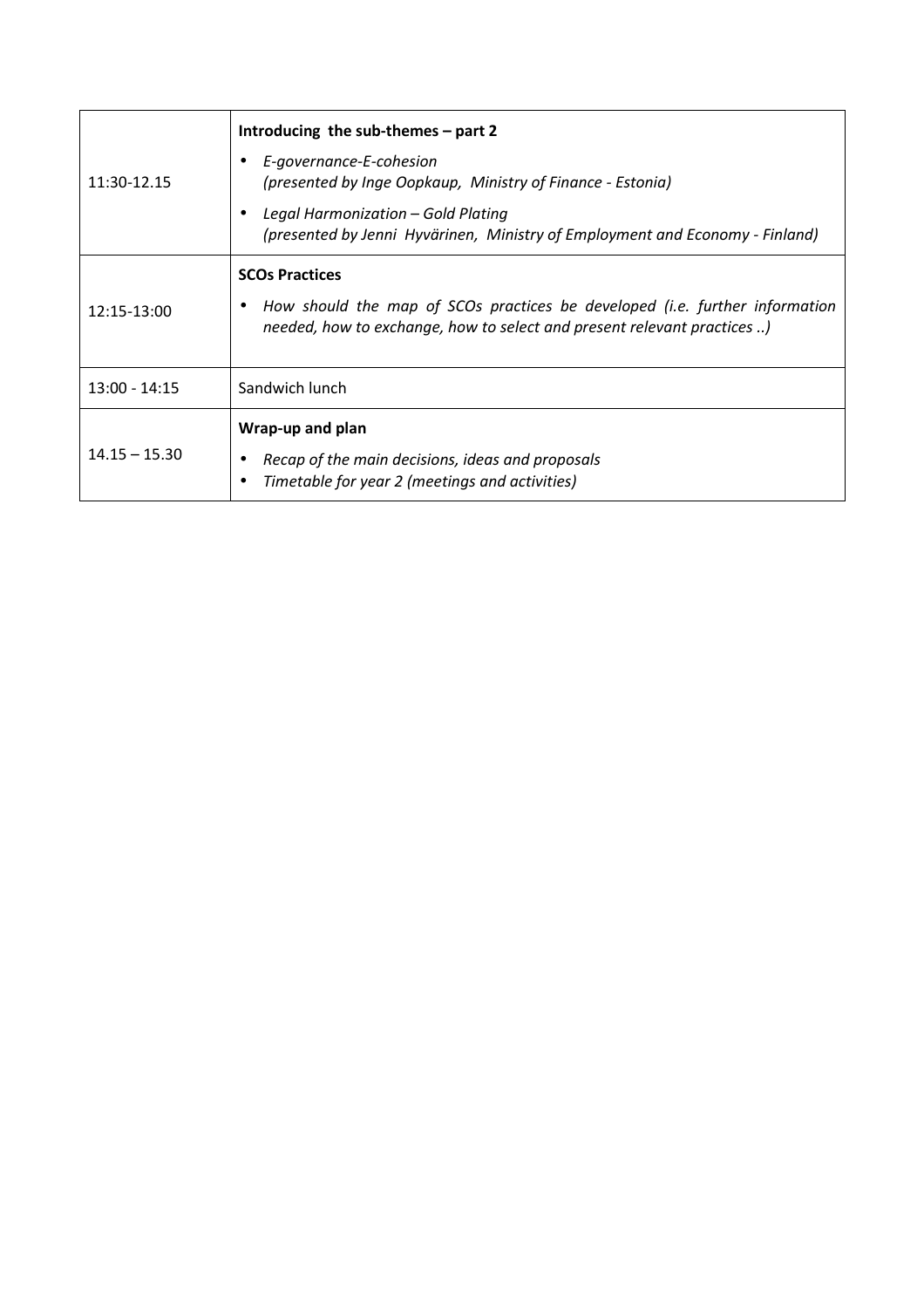| | |
|---|---|
| 11:30-12.15 | **Introducing the sub-themes – part 2**<br>• *E-governance-E-cohesion*<br>*(presented by Inge Oopkaup, Ministry of Finance - Estonia)*<br>• *Legal Harmonization – Gold Plating*<br>*(presented by Jenni Hyvärinen, Ministry of Employment and Economy - Finland)* |
| 12:15-13:00 | **SCOs Practices**<br>• *How should the map of SCOs practices be developed (i.e. further information needed, how to exchange, how to select and present relevant practices ..)* |
| 13:00 - 14:15 | Sandwich lunch |
| 14.15 – 15.30 | **Wrap-up and plan**<br>• *Recap of the main decisions, ideas and proposals*<br>• *Timetable for year 2 (meetings and activities)* |